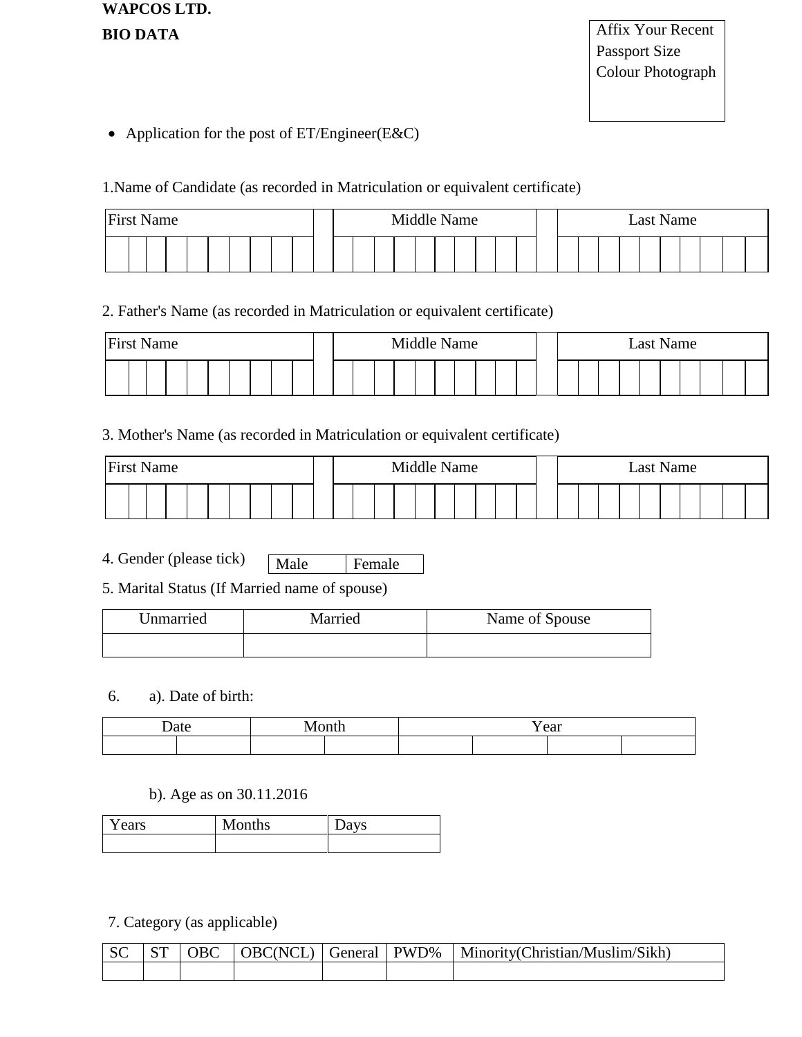**WAPCOS LTD.**

**BIO DATA**

| Affix Your Recent Passport Size Colour Photograph |
|---|

- Application for the post of ET/Engineer(E&C)

1.Name of Candidate (as recorded in Matriculation or equivalent certificate)

| First Name | | Middle Name | | Last Name |
|---|---|---|---|---|
| | | | | |

2. Father's Name (as recorded in Matriculation or equivalent certificate)

| First Name | | Middle Name | | Last Name |
|---|---|---|---|---|
| | | | | |

3. Mother's Name (as recorded in Matriculation or equivalent certificate)

| First Name | | Middle Name | | Last Name |
|---|---|---|---|---|
| | | | | |

4. Gender (please tick)

| Male | Female |
|---|---|

5. Marital Status (If Married name of spouse)

| Unmarried | Married | Name of Spouse |
|---|---|---|
| | | |

6. a). Date of birth:

| Date | | Month | | Year | | | |
|---|---|---|---|---|---|---|---|
| | | | | | | | |

b). Age as on 30.11.2016

| Years | Months | Days |
|---|---|---|
| | | |

7. Category (as applicable)

| SC | ST | OBC | OBC(NCL) | General | PWD% | Minority(Christian/Muslim/Sikh) |
|---|---|---|---|---|---|---|
| | | | | | | |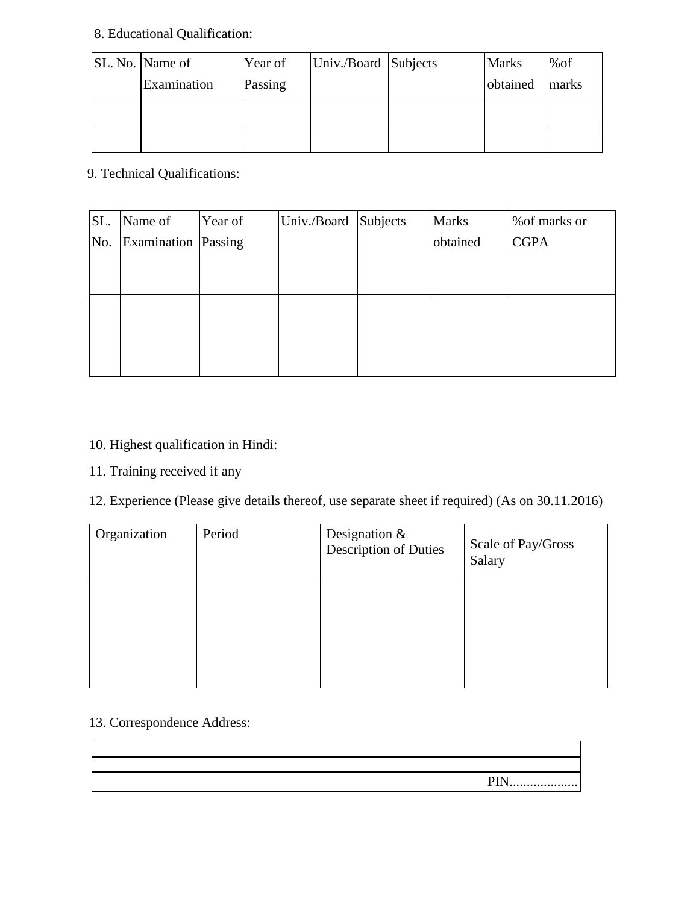8. Educational Qualification:

| SL. No. | Name of Examination | Year of Passing | Univ./Board | Subjects | Marks obtained | %of marks |
|---|---|---|---|---|---|---|
| | | | | | | |
| | | | | | | |

9. Technical Qualifications:

| SL. No. | Name of Examination | Year of Passing | Univ./Board | Subjects | Marks obtained | %of marks or CGPA |
|---|---|---|---|---|---|---|
| | | | | | | |

10. Highest qualification in Hindi:

11. Training received if any

12. Experience (Please give details thereof, use separate sheet if required) (As on 30.11.2016)

| Organization | Period | Designation & Description of Duties | Scale of Pay/Gross Salary |
|---|---|---|---|
| | | | |

13. Correspondence Address:

| |
|---|
| |
| |
| PIN.................... |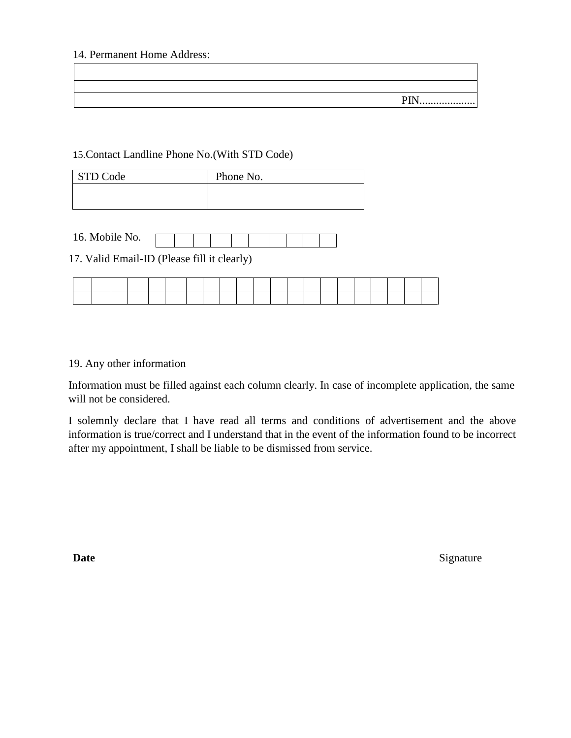14. Permanent Home Address:

| |
|---|
| |
| |
| PIN.................... |

15.Contact Landline Phone No.(With STD Code)

| STD Code | Phone No. |
|---|---|
| | |

16. Mobile No.

| | | | | | | | | | |
|---|---|---|---|---|---|---|---|---|---|
| | | | | | | | | | |

17. Valid Email-ID (Please fill it clearly)

| | | | | | | | | | | | | | | | | | | | | | |
|---|---|---|---|---|---|---|---|---|---|---|---|---|---|---|---|---|---|---|---|---|---|
| | | | | | | | | | | | | | | | | | | | | | |
| | | | | | | | | | | | | | | | | | | | | | |

19. Any other information

Information must be filled against each column clearly. In case of incomplete application, the same will not be considered.

I solemnly declare that I have read all terms and conditions of advertisement and the above information is true/correct and I understand that in the event of the information found to be incorrect after my appointment, I shall be liable to be dismissed from service.

**Date** Signature